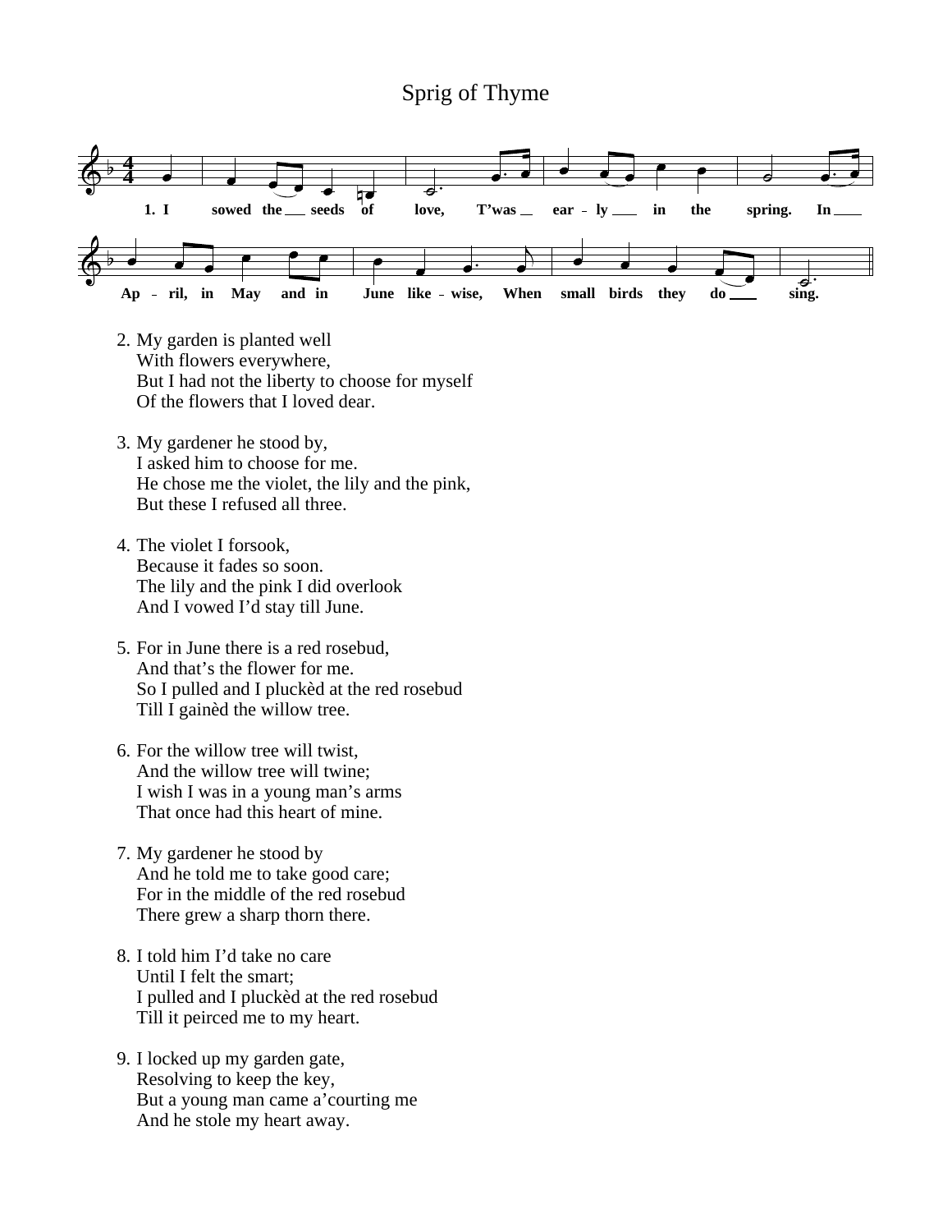# Sprig of Thyme

1. I sowed the seeds of love, T'was early in the spring. In April, in May and in June likewise, When small birds they do sing.

2. My garden is planted well
   With flowers everywhere,
   But I had not the liberty to choose for myself
   Of the flowers that I loved dear.

3. My gardener he stood by,
   I asked him to choose for me.
   He chose me the violet, the lily and the pink,
   But these I refused all three.

4. The violet I forsook,
   Because it fades so soon.
   The lily and the pink I did overlook
   And I vowed I'd stay till June.

5. For in June there is a red rosebud,
   And that's the flower for me.
   So I pulled and I pluckèd at the red rosebud
   Till I gainèd the willow tree.

6. For the willow tree will twist,
   And the willow tree will twine;
   I wish I was in a young man's arms
   That once had this heart of mine.

7. My gardener he stood by
   And he told me to take good care;
   For in the middle of the red rosebud
   There grew a sharp thorn there.

8. I told him I'd take no care
   Until I felt the smart;
   I pulled and I pluckèd at the red rosebud
   Till it peirced me to my heart.

9. I locked up my garden gate,
   Resolving to keep the key,
   But a young man came a'courting me
   And he stole my heart away.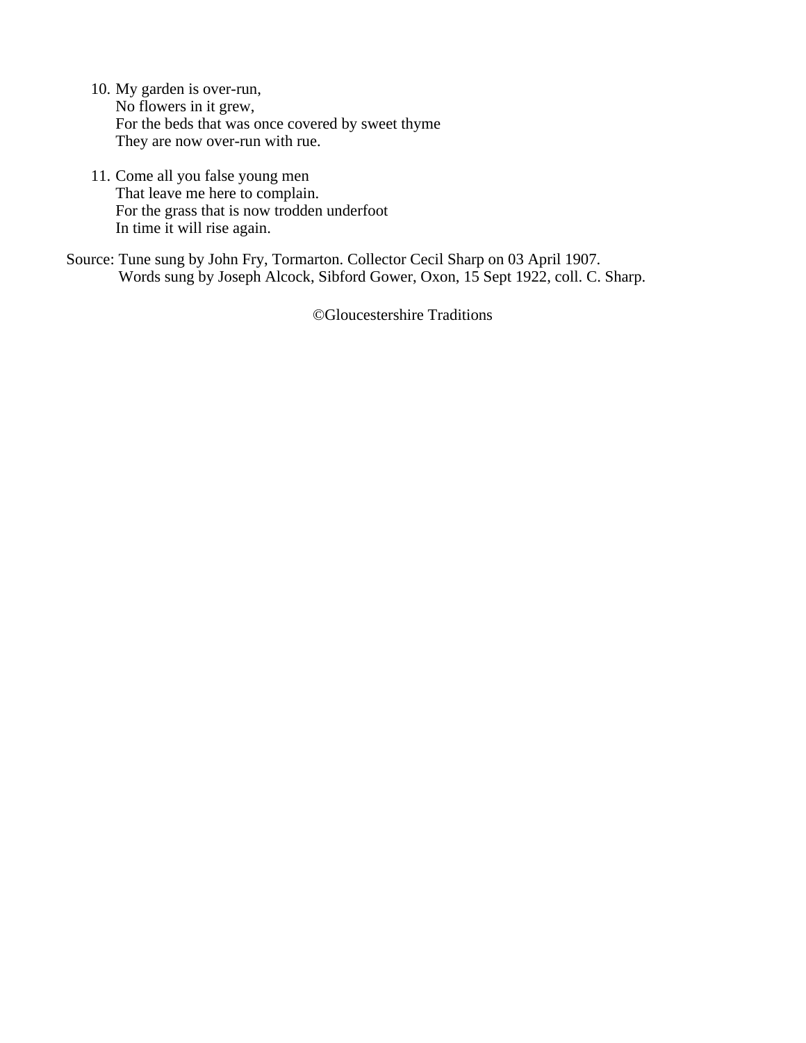10. My garden is over-run,
    No flowers in it grew,
    For the beds that was once covered by sweet thyme
    They are now over-run with rue.

11. Come all you false young men
    That leave me here to complain.
    For the grass that is now trodden underfoot
    In time it will rise again.

Source: Tune sung by John Fry, Tormarton. Collector Cecil Sharp on 03 April 1907.
Words sung by Joseph Alcock, Sibford Gower, Oxon, 15 Sept 1922, coll. C. Sharp.

©Gloucestershire Traditions